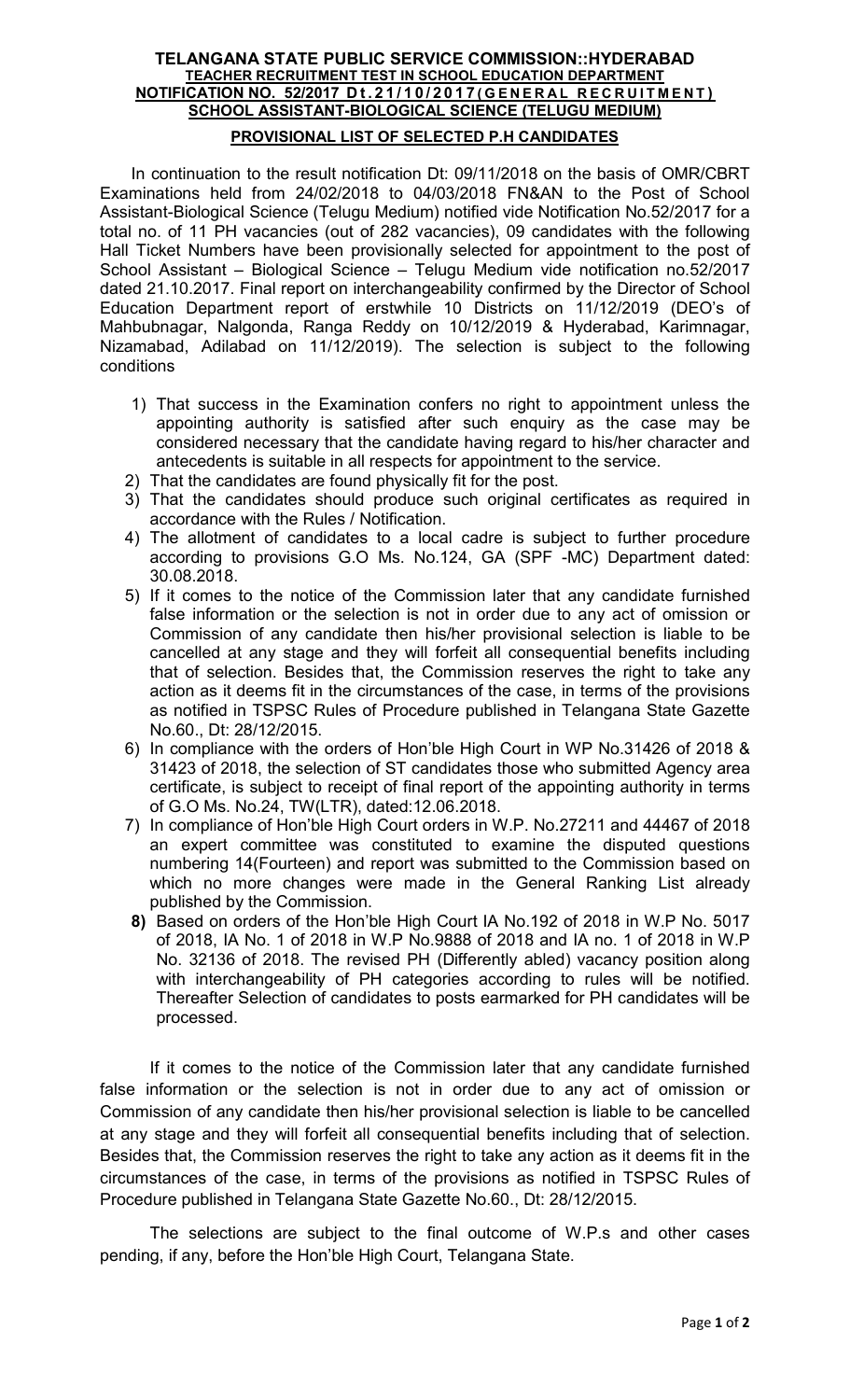**TELANGANA STATE PUBLIC SERVICE COMMISSION::HYDERABAD**

**TEACHER RECRUITMENT TEST IN SCHOOL EDUCATION DEPARTMENT**

**NOTIFICATION NO. 52/2017 Dt.21/10/2017(GENERAL RECRUITMENT)**

**SCHOOL ASSISTANT-BIOLOGICAL SCIENCE (TELUGU MEDIUM)**

**PROVISIONAL LIST OF SELECTED P.H CANDIDATES**

In continuation to the result notification Dt: 09/11/2018 on the basis of OMR/CBRT Examinations held from 24/02/2018 to 04/03/2018 FN&AN to the Post of School Assistant-Biological Science (Telugu Medium) notified vide Notification No.52/2017 for a total no. of 11 PH vacancies (out of 282 vacancies), 09 candidates with the following Hall Ticket Numbers have been provisionally selected for appointment to the post of School Assistant – Biological Science – Telugu Medium vide notification no.52/2017 dated 21.10.2017. Final report on interchangeability confirmed by the Director of School Education Department report of erstwhile 10 Districts on 11/12/2019 (DEO's of Mahbubnagar, Nalgonda, Ranga Reddy on 10/12/2019 & Hyderabad, Karimnagar, Nizamabad, Adilabad on 11/12/2019). The selection is subject to the following conditions

1) That success in the Examination confers no right to appointment unless the appointing authority is satisfied after such enquiry as the case may be considered necessary that the candidate having regard to his/her character and antecedents is suitable in all respects for appointment to the service.
2) That the candidates are found physically fit for the post.
3) That the candidates should produce such original certificates as required in accordance with the Rules / Notification.
4) The allotment of candidates to a local cadre is subject to further procedure according to provisions G.O Ms. No.124, GA (SPF -MC) Department dated: 30.08.2018.
5) If it comes to the notice of the Commission later that any candidate furnished false information or the selection is not in order due to any act of omission or Commission of any candidate then his/her provisional selection is liable to be cancelled at any stage and they will forfeit all consequential benefits including that of selection. Besides that, the Commission reserves the right to take any action as it deems fit in the circumstances of the case, in terms of the provisions as notified in TSPSC Rules of Procedure published in Telangana State Gazette No.60., Dt: 28/12/2015.
6) In compliance with the orders of Hon'ble High Court in WP No.31426 of 2018 & 31423 of 2018, the selection of ST candidates those who submitted Agency area certificate, is subject to receipt of final report of the appointing authority in terms of G.O Ms. No.24, TW(LTR), dated:12.06.2018.
7) In compliance of Hon'ble High Court orders in W.P. No.27211 and 44467 of 2018 an expert committee was constituted to examine the disputed questions numbering 14(Fourteen) and report was submitted to the Commission based on which no more changes were made in the General Ranking List already published by the Commission.
8) Based on orders of the Hon'ble High Court IA No.192 of 2018 in W.P No. 5017 of 2018, IA No. 1 of 2018 in W.P No.9888 of 2018 and IA no. 1 of 2018 in W.P No. 32136 of 2018. The revised PH (Differently abled) vacancy position along with interchangeability of PH categories according to rules will be notified. Thereafter Selection of candidates to posts earmarked for PH candidates will be processed.

If it comes to the notice of the Commission later that any candidate furnished false information or the selection is not in order due to any act of omission or Commission of any candidate then his/her provisional selection is liable to be cancelled at any stage and they will forfeit all consequential benefits including that of selection. Besides that, the Commission reserves the right to take any action as it deems fit in the circumstances of the case, in terms of the provisions as notified in TSPSC Rules of Procedure published in Telangana State Gazette No.60., Dt: 28/12/2015.

The selections are subject to the final outcome of W.P.s and other cases pending, if any, before the Hon'ble High Court, Telangana State.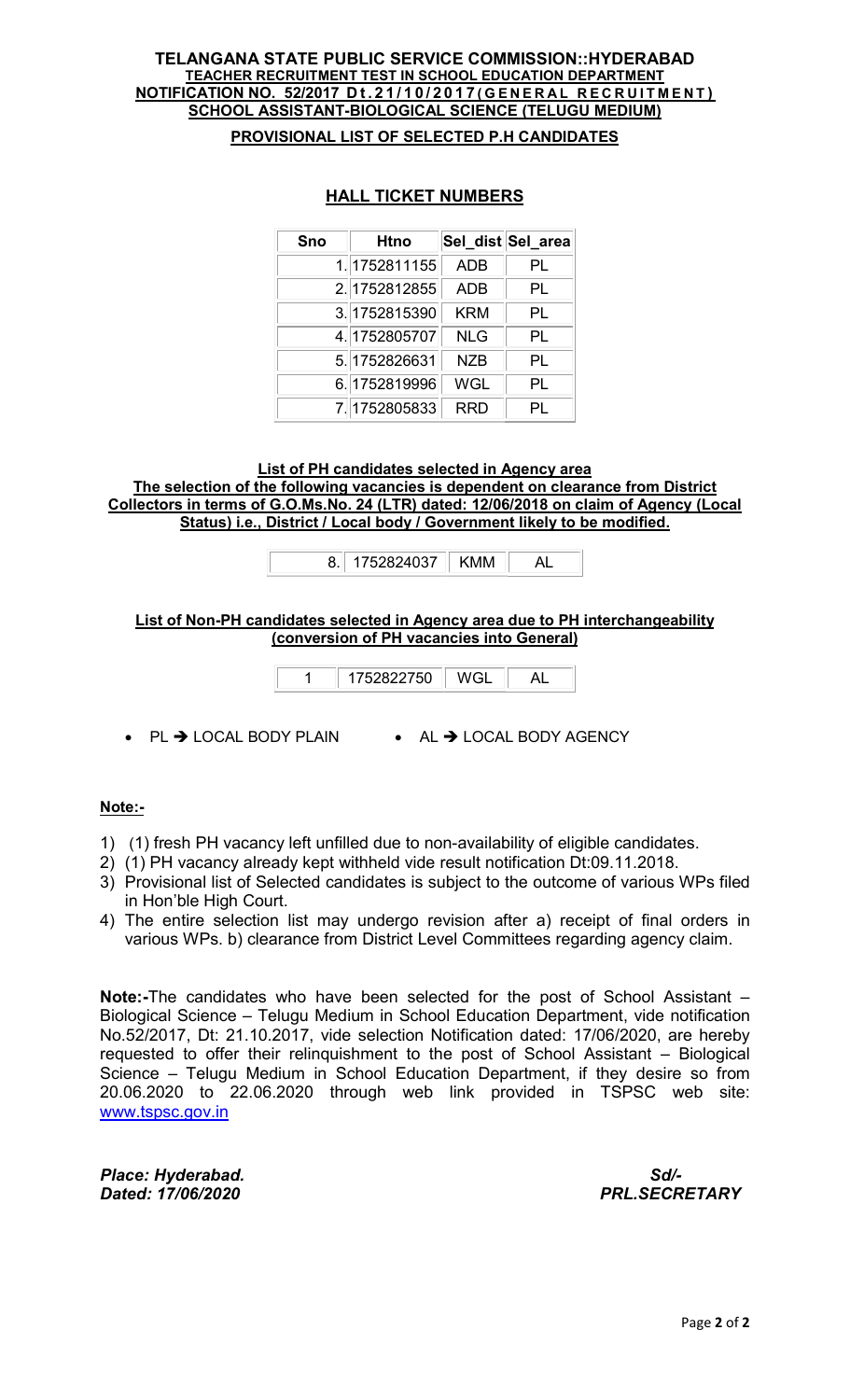**TELANGANA STATE PUBLIC SERVICE COMMISSION::HYDERABAD**
**TEACHER RECRUITMENT TEST IN SCHOOL EDUCATION DEPARTMENT**
**NOTIFICATION NO. 52/2017 Dt.21/10/2017(GENERAL RECRUITMENT)**
**SCHOOL ASSISTANT-BIOLOGICAL SCIENCE (TELUGU MEDIUM)**

**PROVISIONAL LIST OF SELECTED P.H CANDIDATES**

## HALL TICKET NUMBERS

| Sno | Htno | Sel_dist | Sel_area |
|---|---|---|---|
| 1. | 1752811155 | ADB | PL |
| 2. | 1752812855 | ADB | PL |
| 3. | 1752815390 | KRM | PL |
| 4. | 1752805707 | NLG | PL |
| 5. | 1752826631 | NZB | PL |
| 6. | 1752819996 | WGL | PL |
| 7. | 1752805833 | RRD | PL |

**List of PH candidates selected in Agency area**
**The selection of the following vacancies is dependent on clearance from District Collectors in terms of G.O.Ms.No. 24 (LTR) dated: 12/06/2018 on claim of Agency (Local Status) i.e., District / Local body / Government likely to be modified.**

| | | | |
|---|---|---|---|
| 8. | 1752824037 | KMM | AL |

**List of Non-PH candidates selected in Agency area due to PH interchangeability (conversion of PH vacancies into General)**

| | | | |
|---|---|---|---|
| 1 | 1752822750 | WGL | AL |

- PL → LOCAL BODY PLAIN
- AL → LOCAL BODY AGENCY

**Note:-**

1) (1) fresh PH vacancy left unfilled due to non-availability of eligible candidates.
2) (1) PH vacancy already kept withheld vide result notification Dt:09.11.2018.
3) Provisional list of Selected candidates is subject to the outcome of various WPs filed in Hon'ble High Court.
4) The entire selection list may undergo revision after a) receipt of final orders in various WPs. b) clearance from District Level Committees regarding agency claim.

**Note:-**The candidates who have been selected for the post of School Assistant – Biological Science – Telugu Medium in School Education Department, vide notification No.52/2017, Dt: 21.10.2017, vide selection Notification dated: 17/06/2020, are hereby requested to offer their relinquishment to the post of School Assistant – Biological Science – Telugu Medium in School Education Department, if they desire so from 20.06.2020 to 22.06.2020 through web link provided in TSPSC web site: www.tspsc.gov.in

***Place: Hyderabad.*** ***Sd/-***
***Dated: 17/06/2020*** ***PRL.SECRETARY***